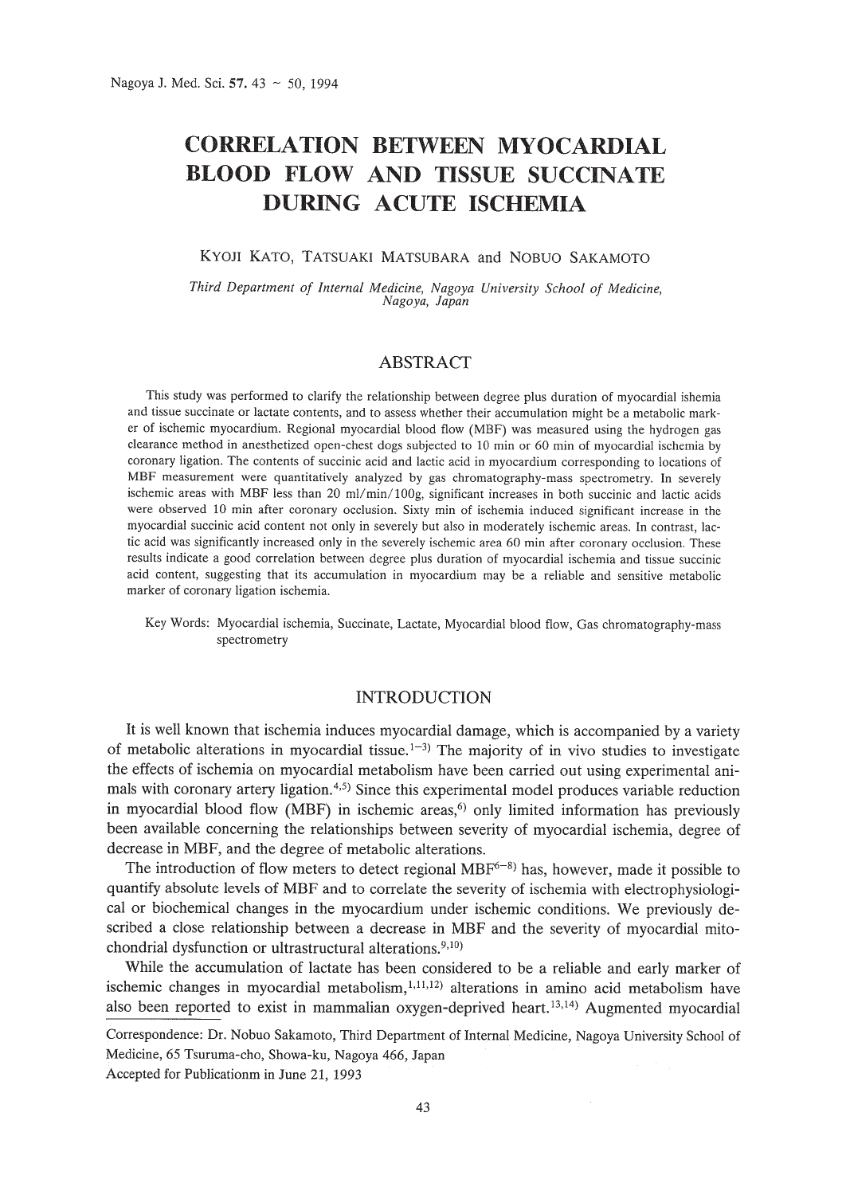# CORRELATION BETWEEN MYOCARDIAL BLOOD FLOW AND TISSUE SUCCINATE DURING ACUTE ISCHEMIA

KYOJI KATO, TATSUAKI MATSUBARA and NOBUO SAKAMOTO

*Third Department of Internal Medicine, Nagoya University School of Medicine, Nagoya, Japan*

## ABSTRACT

This study was performed to clarify the relationship between degree plus duration of myocardial ishemia and tissue succinate or lactate contents, and to assess whether their accumulation might be a metabolic marker of ischemic myocardium. Regional myocardial blood flow (MBF) was measured using the hydrogen gas clearance method in anesthetized open-chest dogs subjected to 10 min or 60 min of myocardial ischemia by coronary ligation. The contents of succinic acid and lactic acid in myocardium corresponding to locations of MBF measurement were quantitatively analyzed by gas chromatography-mass spectrometry. In severely ischemic areas with MBF less than 20 ml/min/100g, significant increases in both succinic and lactic acids were observed 10 min after coronary occlusion. Sixty min of ischemia induced significant increase in the myocardial succinic acid content not only in severely but also in moderately ischemic areas. In contrast, lactic acid was significantly increased only in the severely ischemic area 60 min after coronary occlusion. These results indicate a good correlation between degree plus duration of myocardial ischemia and tissue succinic acid content, suggesting that its accumulation in myocardium may be a reliable and sensitive metabolic marker of coronary ligation ischemia.

Key Words: Myocardial ischemia, Succinate, Lactate, Myocardial blood flow, Gas chromatography-mass spectrometry

## INTRODUCTION

It is well known that ischemia induces myocardial damage, which is accompanied by a variety of metabolic alterations in myocardial tissue.[1–3] The majority of in vivo studies to investigate the effects of ischemia on myocardial metabolism have been carried out using experimental animals with coronary artery ligation.[4,5] Since this experimental model produces variable reduction in myocardial blood flow (MBF) in ischemic areas,[6] only limited information has previously been available concerning the relationships between severity of myocardial ischemia, degree of decrease in MBF, and the degree of metabolic alterations.

The introduction of flow meters to detect regional MBF[6–8] has, however, made it possible to quantify absolute levels of MBF and to correlate the severity of ischemia with electrophysiological or biochemical changes in the myocardium under ischemic conditions. We previously described a close relationship between a decrease in MBF and the severity of myocardial mitochondrial dysfunction or ultrastructural alterations.[9,10]

While the accumulation of lactate has been considered to be a reliable and early marker of ischemic changes in myocardial metabolism,[1,11,12] alterations in amino acid metabolism have also been reported to exist in mammalian oxygen-deprived heart.[13,14] Augmented myocardial

Correspondence: Dr. Nobuo Sakamoto, Third Department of Internal Medicine, Nagoya University School of Medicine, 65 Tsuruma-cho, Showa-ku, Nagoya 466, Japan

Accepted for Publicationm in June 21, 1993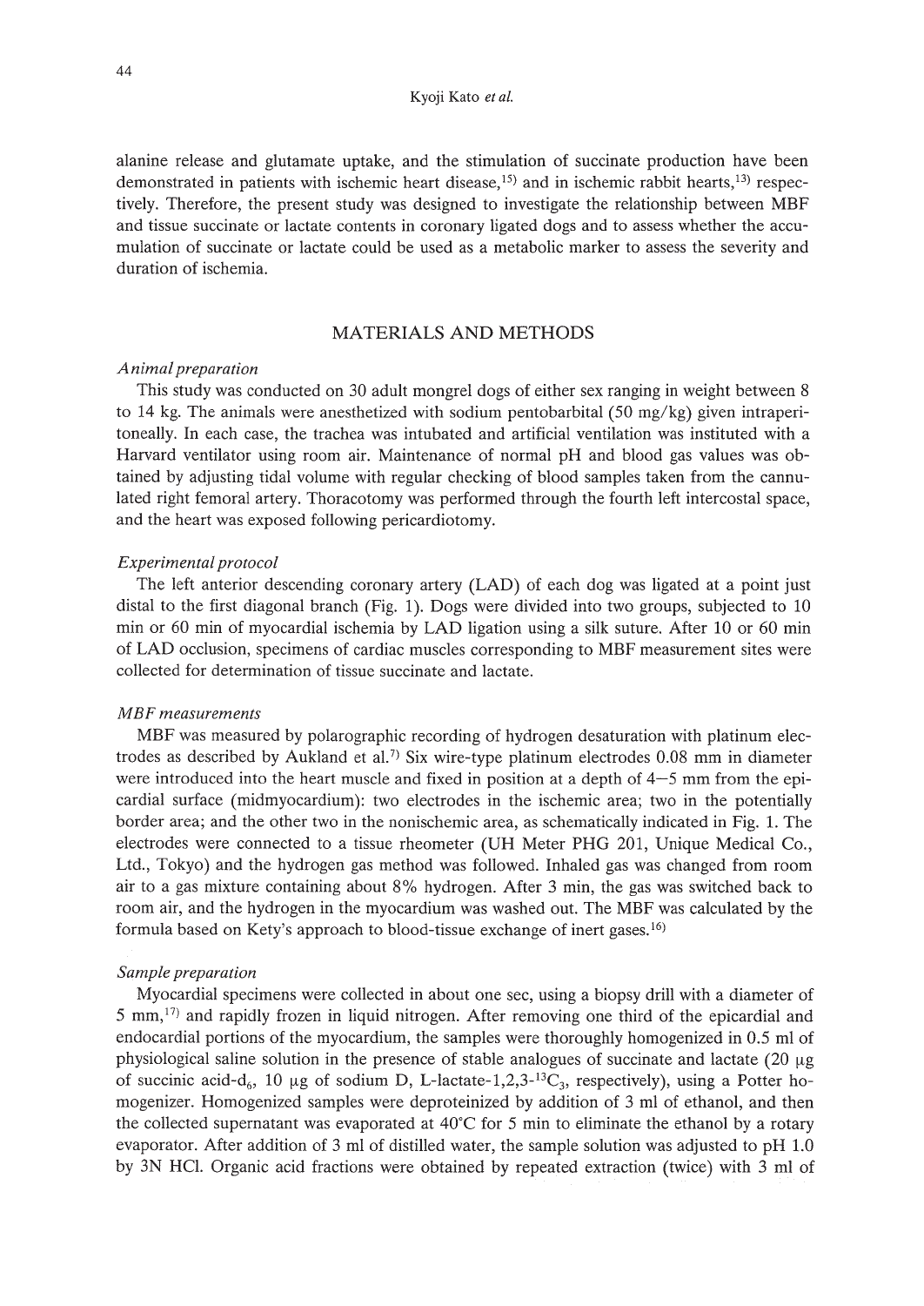alanine release and glutamate uptake, and the stimulation of succinate production have been demonstrated in patients with ischemic heart disease,[15] and in ischemic rabbit hearts,[13] respectively. Therefore, the present study was designed to investigate the relationship between MBF and tissue succinate or lactate contents in coronary ligated dogs and to assess whether the accumulation of succinate or lactate could be used as a metabolic marker to assess the severity and duration of ischemia.

## MATERIALS AND METHODS

### *Animal preparation*

This study was conducted on 30 adult mongrel dogs of either sex ranging in weight between 8 to 14 kg. The animals were anesthetized with sodium pentobarbital (50 mg/kg) given intraperitoneally. In each case, the trachea was intubated and artificial ventilation was instituted with a Harvard ventilator using room air. Maintenance of normal pH and blood gas values was obtained by adjusting tidal volume with regular checking of blood samples taken from the cannulated right femoral artery. Thoracotomy was performed through the fourth left intercostal space, and the heart was exposed following pericardiotomy.

### *Experimental protocol*

The left anterior descending coronary artery (LAD) of each dog was ligated at a point just distal to the first diagonal branch (Fig. 1). Dogs were divided into two groups, subjected to 10 min or 60 min of myocardial ischemia by LAD ligation using a silk suture. After 10 or 60 min of LAD occlusion, specimens of cardiac muscles corresponding to MBF measurement sites were collected for determination of tissue succinate and lactate.

### *MBF measurements*

MBF was measured by polarographic recording of hydrogen desaturation with platinum electrodes as described by Aukland et al.[7] Six wire-type platinum electrodes 0.08 mm in diameter were introduced into the heart muscle and fixed in position at a depth of 4–5 mm from the epicardial surface (midmyocardium): two electrodes in the ischemic area; two in the potentially border area; and the other two in the nonischemic area, as schematically indicated in Fig. 1. The electrodes were connected to a tissue rheometer (UH Meter PHG 201, Unique Medical Co., Ltd., Tokyo) and the hydrogen gas method was followed. Inhaled gas was changed from room air to a gas mixture containing about 8% hydrogen. After 3 min, the gas was switched back to room air, and the hydrogen in the myocardium was washed out. The MBF was calculated by the formula based on Kety's approach to blood-tissue exchange of inert gases.[16]

### *Sample preparation*

Myocardial specimens were collected in about one sec, using a biopsy drill with a diameter of 5 mm,[17] and rapidly frozen in liquid nitrogen. After removing one third of the epicardial and endocardial portions of the myocardium, the samples were thoroughly homogenized in 0.5 ml of physiological saline solution in the presence of stable analogues of succinate and lactate (20 μg of succinic acid-$d_6$, 10 μg of sodium D, L-lactate-1,2,3-$^{13}C_3$, respectively), using a Potter homogenizer. Homogenized samples were deproteinized by addition of 3 ml of ethanol, and then the collected supernatant was evaporated at 40°C for 5 min to eliminate the ethanol by a rotary evaporator. After addition of 3 ml of distilled water, the sample solution was adjusted to pH 1.0 by 3N HCl. Organic acid fractions were obtained by repeated extraction (twice) with 3 ml of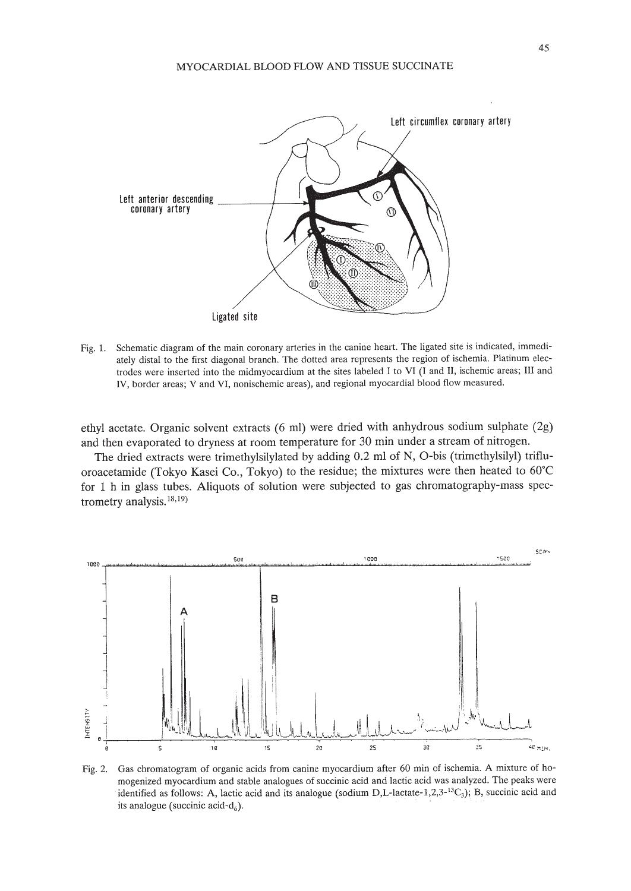Fig. 1. Schematic diagram of the main coronary arteries in the canine heart. The ligated site is indicated, immediately distal to the first diagonal branch. The dotted area represents the region of ischemia. Platinum electrodes were inserted into the midmyocardium at the sites labeled I to VI (I and II, ischemic areas; III and IV, border areas; V and VI, nonischemic areas), and regional myocardial blood flow measured.

ethyl acetate. Organic solvent extracts (6 ml) were dried with anhydrous sodium sulphate (2g) and then evaporated to dryness at room temperature for 30 min under a stream of nitrogen.

The dried extracts were trimethylsilylated by adding 0.2 ml of N, O-bis (trimethylsilyl) trifluoroacetamide (Tokyo Kasei Co., Tokyo) to the residue; the mixtures were then heated to 60°C for 1 h in glass tubes. Aliquots of solution were subjected to gas chromatography-mass spectrometry analysis.[18,19]

Fig. 2. Gas chromatogram of organic acids from canine myocardium after 60 min of ischemia. A mixture of homogenized myocardium and stable analogues of succinic acid and lactic acid was analyzed. The peaks were identified as follows: A, lactic acid and its analogue (sodium D,L-lactate-1,2,3-$^{13}C_3$); B, succinic acid and its analogue (succinic acid-$d_6$).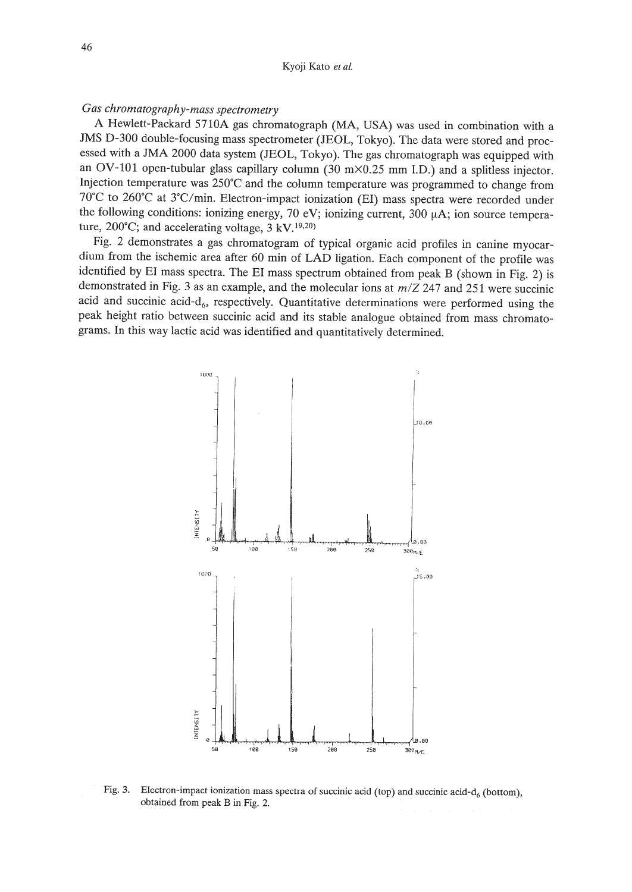*Gas chromatography-mass spectrometry*

A Hewlett-Packard 5710A gas chromatograph (MA, USA) was used in combination with a JMS D-300 double-focusing mass spectrometer (JEOL, Tokyo). The data were stored and processed with a JMA 2000 data system (JEOL, Tokyo). The gas chromatograph was equipped with an OV-101 open-tubular glass capillary column (30 m×0.25 mm I.D.) and a splitless injector. Injection temperature was 250°C and the column temperature was programmed to change from 70°C to 260°C at 3°C/min. Electron-impact ionization (EI) mass spectra were recorded under the following conditions: ionizing energy, 70 eV; ionizing current, 300 μA; ion source temperature, 200°C; and accelerating voltage, 3 kV.[19,20]

Fig. 2 demonstrates a gas chromatogram of typical organic acid profiles in canine myocardium from the ischemic area after 60 min of LAD ligation. Each component of the profile was identified by EI mass spectra. The EI mass spectrum obtained from peak B (shown in Fig. 2) is demonstrated in Fig. 3 as an example, and the molecular ions at $m/Z$ 247 and 251 were succinic acid and succinic acid-$d_6$, respectively. Quantitative determinations were performed using the peak height ratio between succinic acid and its stable analogue obtained from mass chromatograms. In this way lactic acid was identified and quantitatively determined.

Fig. 3. Electron-impact ionization mass spectra of succinic acid (top) and succinic acid-$d_6$ (bottom), obtained from peak B in Fig. 2.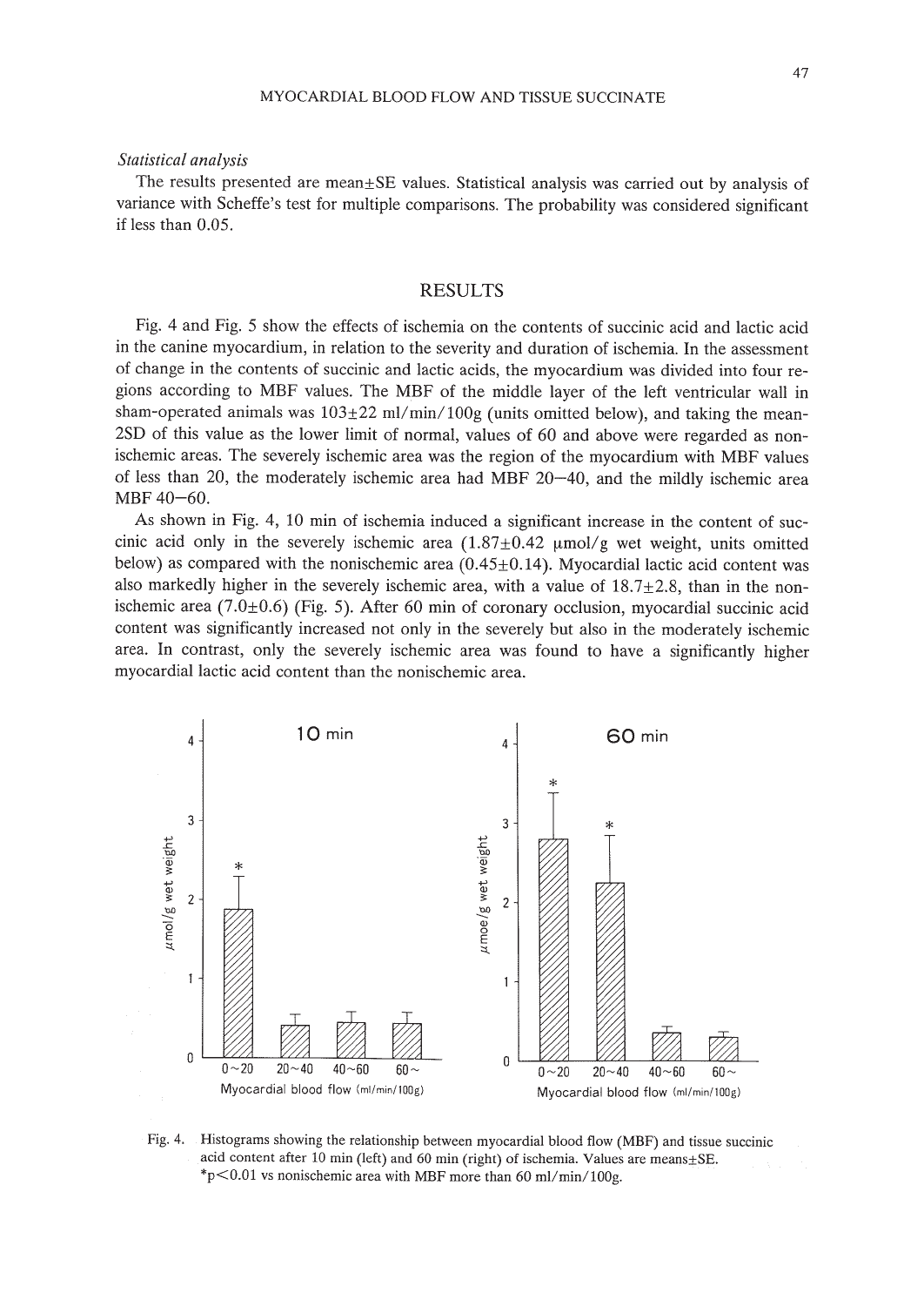*Statistical analysis*

The results presented are mean±SE values. Statistical analysis was carried out by analysis of variance with Scheffe's test for multiple comparisons. The probability was considered significant if less than 0.05.

## RESULTS

Fig. 4 and Fig. 5 show the effects of ischemia on the contents of succinic acid and lactic acid in the canine myocardium, in relation to the severity and duration of ischemia. In the assessment of change in the contents of succinic and lactic acids, the myocardium was divided into four regions according to MBF values. The MBF of the middle layer of the left ventricular wall in sham-operated animals was 103±22 ml/min/100g (units omitted below), and taking the mean-2SD of this value as the lower limit of normal, values of 60 and above were regarded as nonischemic areas. The severely ischemic area was the region of the myocardium with MBF values of less than 20, the moderately ischemic area had MBF 20–40, and the mildly ischemic area MBF 40–60.

As shown in Fig. 4, 10 min of ischemia induced a significant increase in the content of succinic acid only in the severely ischemic area (1.87±0.42 μmol/g wet weight, units omitted below) as compared with the nonischemic area (0.45±0.14). Myocardial lactic acid content was also markedly higher in the severely ischemic area, with a value of 18.7±2.8, than in the nonischemic area (7.0±0.6) (Fig. 5). After 60 min of coronary occlusion, myocardial succinic acid content was significantly increased not only in the severely but also in the moderately ischemic area. In contrast, only the severely ischemic area was found to have a significantly higher myocardial lactic acid content than the nonischemic area.

Fig. 4. Histograms showing the relationship between myocardial blood flow (MBF) and tissue succinic acid content after 10 min (left) and 60 min (right) of ischemia. Values are means±SE. *$p<0.01$ vs nonischemic area with MBF more than 60 ml/min/100g.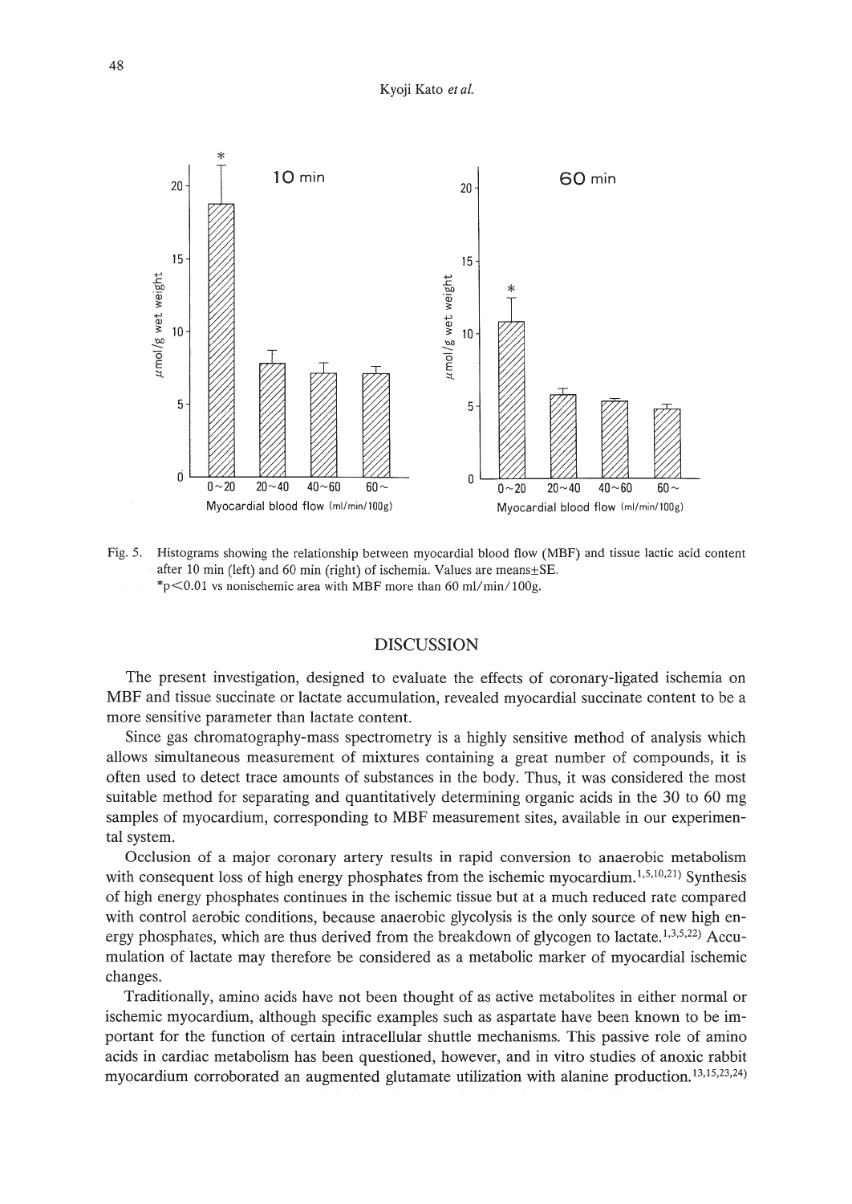Fig. 5. Histograms showing the relationship between myocardial blood flow (MBF) and tissue lactic acid content after 10 min (left) and 60 min (right) of ischemia. Values are means±SE.
*$p<0.01$ vs nonischemic area with MBF more than 60 ml/min/100g.

## DISCUSSION

The present investigation, designed to evaluate the effects of coronary-ligated ischemia on MBF and tissue succinate or lactate accumulation, revealed myocardial succinate content to be a more sensitive parameter than lactate content.

Since gas chromatography-mass spectrometry is a highly sensitive method of analysis which allows simultaneous measurement of mixtures containing a great number of compounds, it is often used to detect trace amounts of substances in the body. Thus, it was considered the most suitable method for separating and quantitatively determining organic acids in the 30 to 60 mg samples of myocardium, corresponding to MBF measurement sites, available in our experimental system.

Occlusion of a major coronary artery results in rapid conversion to anaerobic metabolism with consequent loss of high energy phosphates from the ischemic myocardium.[1,5,10,21] Synthesis of high energy phosphates continues in the ischemic tissue but at a much reduced rate compared with control aerobic conditions, because anaerobic glycolysis is the only source of new high energy phosphates, which are thus derived from the breakdown of glycogen to lactate.[1,3,5,22] Accumulation of lactate may therefore be considered as a metabolic marker of myocardial ischemic changes.

Traditionally, amino acids have not been thought of as active metabolites in either normal or ischemic myocardium, although specific examples such as aspartate have been known to be important for the function of certain intracellular shuttle mechanisms. This passive role of amino acids in cardiac metabolism has been questioned, however, and in vitro studies of anoxic rabbit myocardium corroborated an augmented glutamate utilization with alanine production.[13,15,23,24]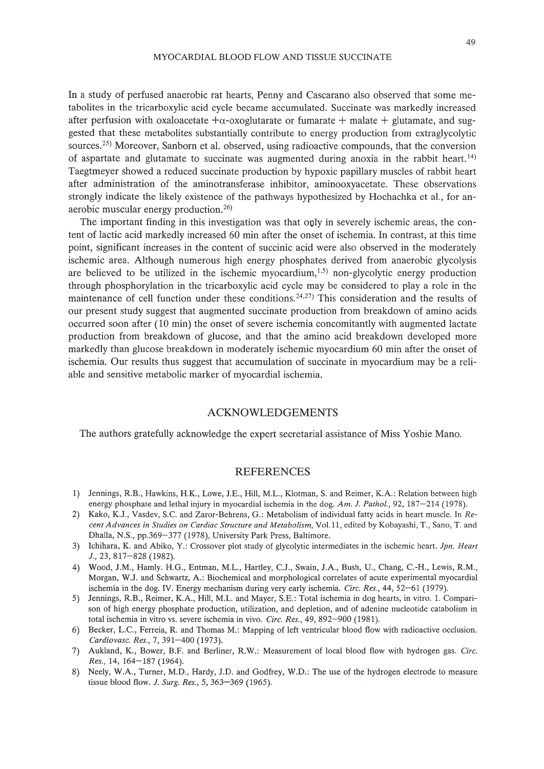In a study of perfused anaerobic rat hearts, Penny and Cascarano also observed that some metabolites in the tricarboxylic acid cycle became accumulated. Succinate was markedly increased after perfusion with oxaloacetate $+\alpha$-oxoglutarate or fumarate + malate + glutamate, and suggested that these metabolites substantially contribute to energy production from extraglycolytic sources.[25] Moreover, Sanborn et al. observed, using radioactive compounds, that the conversion of aspartate and glutamate to succinate was augmented during anoxia in the rabbit heart.[14] Taegtmeyer showed a reduced succinate production by hypoxic papillary muscles of rabbit heart after administration of the aminotransferase inhibitor, aminooxyacetate. These observations strongly indicate the likely existence of the pathways hypothesized by Hochachka et al., for anaerobic muscular energy production.[26]

The important finding in this investigation was that only in severely ischemic areas, the content of lactic acid markedly increased 60 min after the onset of ischemia. In contrast, at this time point, significant increases in the content of succinic acid were also observed in the moderately ischemic area. Although numerous high energy phosphates derived from anaerobic glycolysis are believed to be utilized in the ischemic myocardium,[1,5] non-glycolytic energy production through phosphorylation in the tricarboxylic acid cycle may be considered to play a role in the maintenance of cell function under these conditions.[24,27] This consideration and the results of our present study suggest that augmented succinate production from breakdown of amino acids occurred soon after (10 min) the onset of severe ischemia concomitantly with augmented lactate production from breakdown of glucose, and that the amino acid breakdown developed more markedly than glucose breakdown in moderately ischemic myocardium 60 min after the onset of ischemia. Our results thus suggest that accumulation of succinate in myocardium may be a reliable and sensitive metabolic marker of myocardial ischemia.

## ACKNOWLEDGEMENTS

The authors gratefully acknowledge the expert secretarial assistance of Miss Yoshie Mano.

## REFERENCES

1) Jennings, R.B., Hawkins, H.K., Lowe, J.E., Hill, M.L., Klotman, S. and Reimer, K.A.: Relation between high energy phosphate and lethal injury in myocardial ischemia in the dog. *Am. J. Pathol.,* 92, 187–214 (1978).
2) Kako, K.J., Vasdev, S.C. and Zaror-Behrens, G.: Metabolism of individual fatty acids in heart muscle. In *Recent Advances in Studies on Cardiac Structure and Metabolism,* Vol.11, edited by Kobayashi, T., Sano, T. and Dhalla, N.S., pp.369–377 (1978), University Park Press, Baltimore.
3) Ichihara, K. and Abiko, Y.: Crossover plot study of glycolytic intermediates in the ischemic heart. *Jpn. Heart J.,* 23, 817–828 (1982).
4) Wood, J.M., Hamly. H.G., Entman, M.L., Hartley, C.J., Swain, J.A., Bush, U., Chang, C.-H., Lewis, R.M., Morgan, W.J. and Schwartz, A.: Biochemical and morphological correlates of acute experimental myocardial ischemia in the dog. IV. Energy mechanism during very early ischemia. *Circ. Res.,* 44, 52–61 (1979).
5) Jennings, R.B., Reimer, K.A., Hill, M.L. and Mayer, S.E.: Total ischemia in dog hearts, in vitro. 1. Comparison of high energy phosphate production, utilization, and depletion, and of adenine nucleotide catabolism in total ischemia in vitro vs. severe ischemia in vivo. *Circ. Res.,* 49, 892–900 (1981).
6) Becker, L.C., Ferreia, R. and Thomas M.: Mapping of left ventricular blood flow with radioactive occlusion. *Cardiovasc. Res.,* 7, 391–400 (1973).
7) Aukland, K., Bower, B.F. and Berliner, R.W.: Measurement of local blood flow with hydrogen gas. *Circ. Res.,* 14, 164–187 (1964).
8) Neely, W.A., Turner, M.D., Hardy, J.D. and Godfrey, W.D.: The use of the hydrogen electrode to measure tissue blood flow. *J. Surg. Res.,* 5, 363–369 (1965).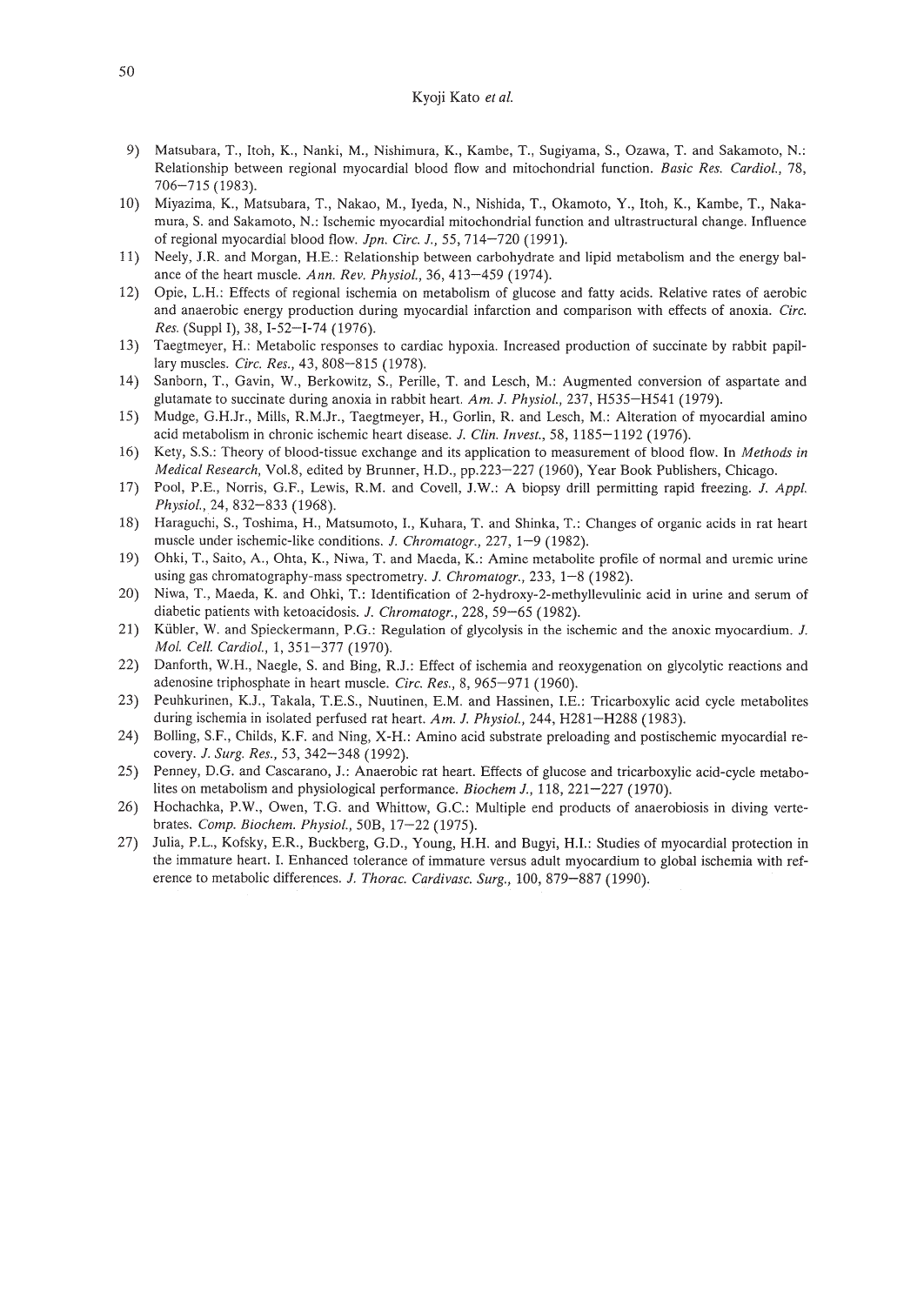9) Matsubara, T., Itoh, K., Nanki, M., Nishimura, K., Kambe, T., Sugiyama, S., Ozawa, T. and Sakamoto, N.: Relationship between regional myocardial blood flow and mitochondrial function. *Basic Res. Cardiol.*, 78, 706–715 (1983).
10) Miyazima, K., Matsubara, T., Nakao, M., Iyeda, N., Nishida, T., Okamoto, Y., Itoh, K., Kambe, T., Nakamura, S. and Sakamoto, N.: Ischemic myocardial mitochondrial function and ultrastructural change. Influence of regional myocardial blood flow. *Jpn. Circ. J.*, 55, 714–720 (1991).
11) Neely, J.R. and Morgan, H.E.: Relationship between carbohydrate and lipid metabolism and the energy balance of the heart muscle. *Ann. Rev. Physiol.*, 36, 413–459 (1974).
12) Opie, L.H.: Effects of regional ischemia on metabolism of glucose and fatty acids. Relative rates of aerobic and anaerobic energy production during myocardial infarction and comparison with effects of anoxia. *Circ. Res.* (Suppl I), 38, I-52–I-74 (1976).
13) Taegtmeyer, H.: Metabolic responses to cardiac hypoxia. Increased production of succinate by rabbit papillary muscles. *Circ. Res.*, 43, 808–815 (1978).
14) Sanborn, T., Gavin, W., Berkowitz, S., Perille, T. and Lesch, M.: Augmented conversion of aspartate and glutamate to succinate during anoxia in rabbit heart. *Am. J. Physiol.*, 237, H535–H541 (1979).
15) Mudge, G.H.Jr., Mills, R.M.Jr., Taegtmeyer, H., Gorlin, R. and Lesch, M.: Alteration of myocardial amino acid metabolism in chronic ischemic heart disease. *J. Clin. Invest.*, 58, 1185–1192 (1976).
16) Kety, S.S.: Theory of blood-tissue exchange and its application to measurement of blood flow. In *Methods in Medical Research*, Vol.8, edited by Brunner, H.D., pp.223–227 (1960), Year Book Publishers, Chicago.
17) Pool, P.E., Norris, G.F., Lewis, R.M. and Covell, J.W.: A biopsy drill permitting rapid freezing. *J. Appl. Physiol.*, 24, 832–833 (1968).
18) Haraguchi, S., Toshima, H., Matsumoto, I., Kuhara, T. and Shinka, T.: Changes of organic acids in rat heart muscle under ischemic-like conditions. *J. Chromatogr.*, 227, 1–9 (1982).
19) Ohki, T., Saito, A., Ohta, K., Niwa, T. and Maeda, K.: Amine metabolite profile of normal and uremic urine using gas chromatography-mass spectrometry. *J. Chromatogr.*, 233, 1–8 (1982).
20) Niwa, T., Maeda, K. and Ohki, T.: Identification of 2-hydroxy-2-methyllevulinic acid in urine and serum of diabetic patients with ketoacidosis. *J. Chromatogr.*, 228, 59–65 (1982).
21) Kübler, W. and Spieckermann, P.G.: Regulation of glycolysis in the ischemic and the anoxic myocardium. *J. Mol. Cell. Cardiol.*, 1, 351–377 (1970).
22) Danforth, W.H., Naegle, S. and Bing, R.J.: Effect of ischemia and reoxygenation on glycolytic reactions and adenosine triphosphate in heart muscle. *Circ. Res.*, 8, 965–971 (1960).
23) Peuhkurinen, K.J., Takala, T.E.S., Nuutinen, E.M. and Hassinen, I.E.: Tricarboxylic acid cycle metabolites during ischemia in isolated perfused rat heart. *Am. J. Physiol.*, 244, H281–H288 (1983).
24) Bolling, S.F., Childs, K.F. and Ning, X-H.: Amino acid substrate preloading and postischemic myocardial recovery. *J. Surg. Res.*, 53, 342–348 (1992).
25) Penney, D.G. and Cascarano, J.: Anaerobic rat heart. Effects of glucose and tricarboxylic acid-cycle metabolites on metabolism and physiological performance. *Biochem J.*, 118, 221–227 (1970).
26) Hochachka, P.W., Owen, T.G. and Whittow, G.C.: Multiple end products of anaerobiosis in diving vertebrates. *Comp. Biochem. Physiol.*, 50B, 17–22 (1975).
27) Julia, P.L., Kofsky, E.R., Buckberg, G.D., Young, H.H. and Bugyi, H.I.: Studies of myocardial protection in the immature heart. I. Enhanced tolerance of immature versus adult myocardium to global ischemia with reference to metabolic differences. *J. Thorac. Cardivasc. Surg.*, 100, 879–887 (1990).